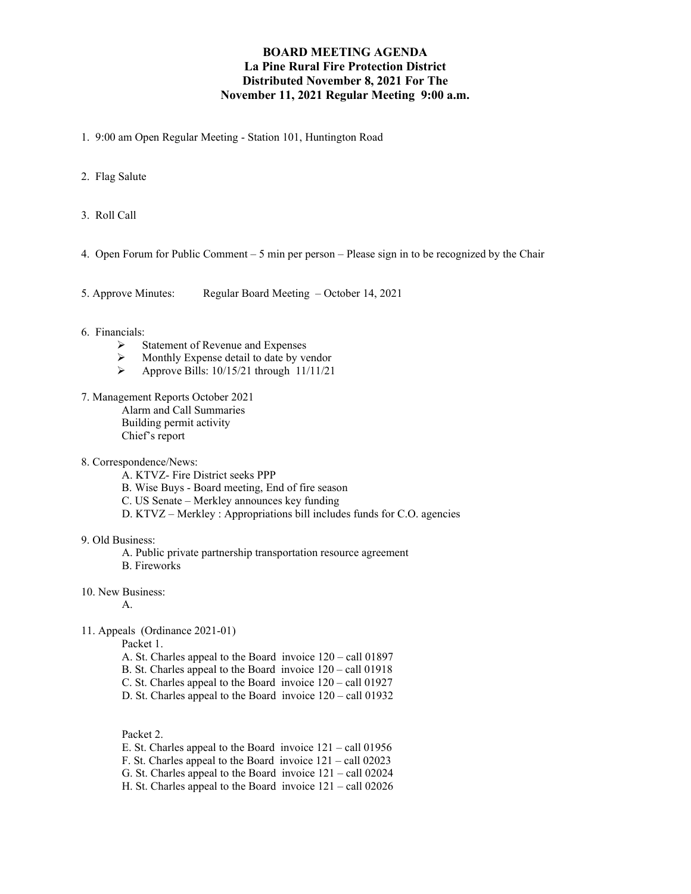# BOARD MEETING AGENDA
## La Pine Rural Fire Protection District
## Distributed November 8, 2021 For The
## November 11, 2021 Regular Meeting 9:00 a.m.

1. 9:00 am Open Regular Meeting - Station 101, Huntington Road

2. Flag Salute

3. Roll Call

4. Open Forum for Public Comment – 5 min per person – Please sign in to be recognized by the Chair

5. Approve Minutes: Regular Board Meeting – October 14, 2021

6. Financials:
   - Statement of Revenue and Expenses
   - Monthly Expense detail to date by vendor
   - Approve Bills: 10/15/21 through 11/11/21

7. Management Reports October 2021
   - Alarm and Call Summaries
   - Building permit activity
   - Chief's report

8. Correspondence/News:
   - A. KTVZ- Fire District seeks PPP
   - B. Wise Buys - Board meeting, End of fire season
   - C. US Senate – Merkley announces key funding
   - D. KTVZ – Merkley : Appropriations bill includes funds for C.O. agencies

9. Old Business:
   - A. Public private partnership transportation resource agreement
   - B. Fireworks

10. New Business:
    - A.

11. Appeals (Ordinance 2021-01)

    Packet 1.
    - A. St. Charles appeal to the Board invoice 120 – call 01897
    - B. St. Charles appeal to the Board invoice 120 – call 01918
    - C. St. Charles appeal to the Board invoice 120 – call 01927
    - D. St. Charles appeal to the Board invoice 120 – call 01932

    Packet 2.
    - E. St. Charles appeal to the Board invoice 121 – call 01956
    - F. St. Charles appeal to the Board invoice 121 – call 02023
    - G. St. Charles appeal to the Board invoice 121 – call 02024
    - H. St. Charles appeal to the Board invoice 121 – call 02026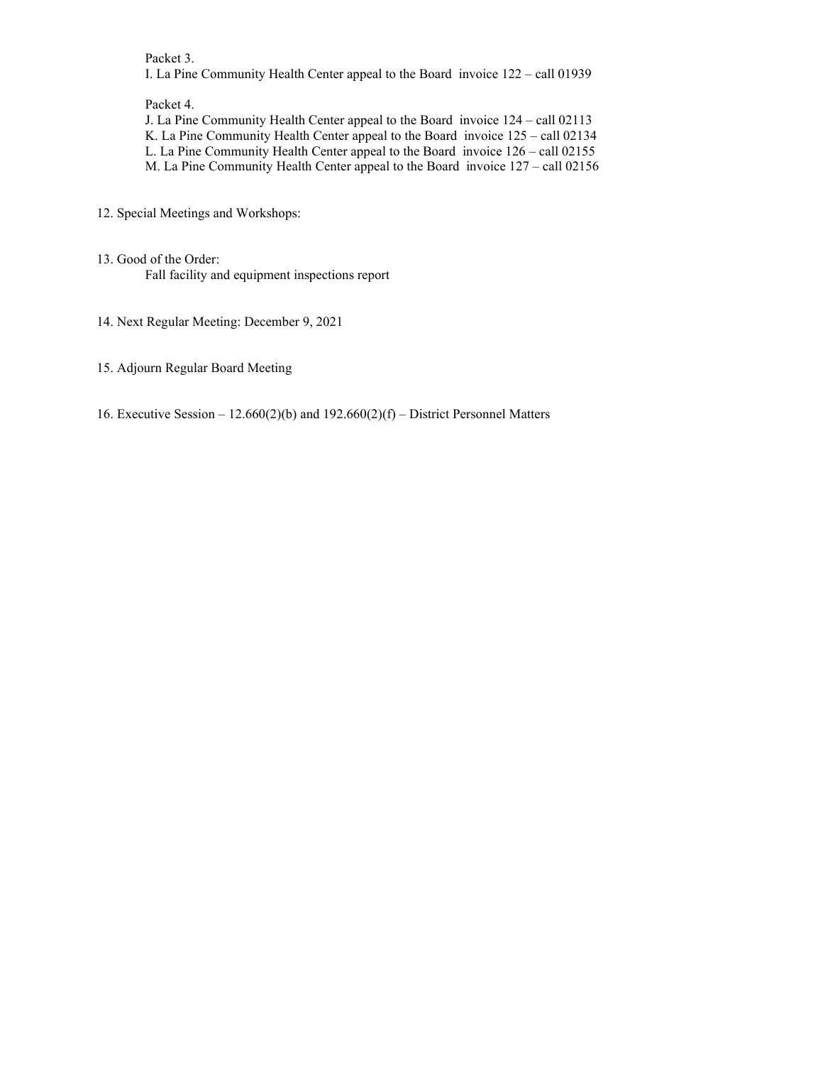Packet 3.

I. La Pine Community Health Center appeal to the Board invoice 122 – call 01939

Packet 4.

J. La Pine Community Health Center appeal to the Board invoice 124 – call 02113
K. La Pine Community Health Center appeal to the Board invoice 125 – call 02134
L. La Pine Community Health Center appeal to the Board invoice 126 – call 02155
M. La Pine Community Health Center appeal to the Board invoice 127 – call 02156

12. Special Meetings and Workshops:

13. Good of the Order:
    Fall facility and equipment inspections report

14. Next Regular Meeting: December 9, 2021

15. Adjourn Regular Board Meeting

16. Executive Session – 12.660(2)(b) and 192.660(2)(f) – District Personnel Matters